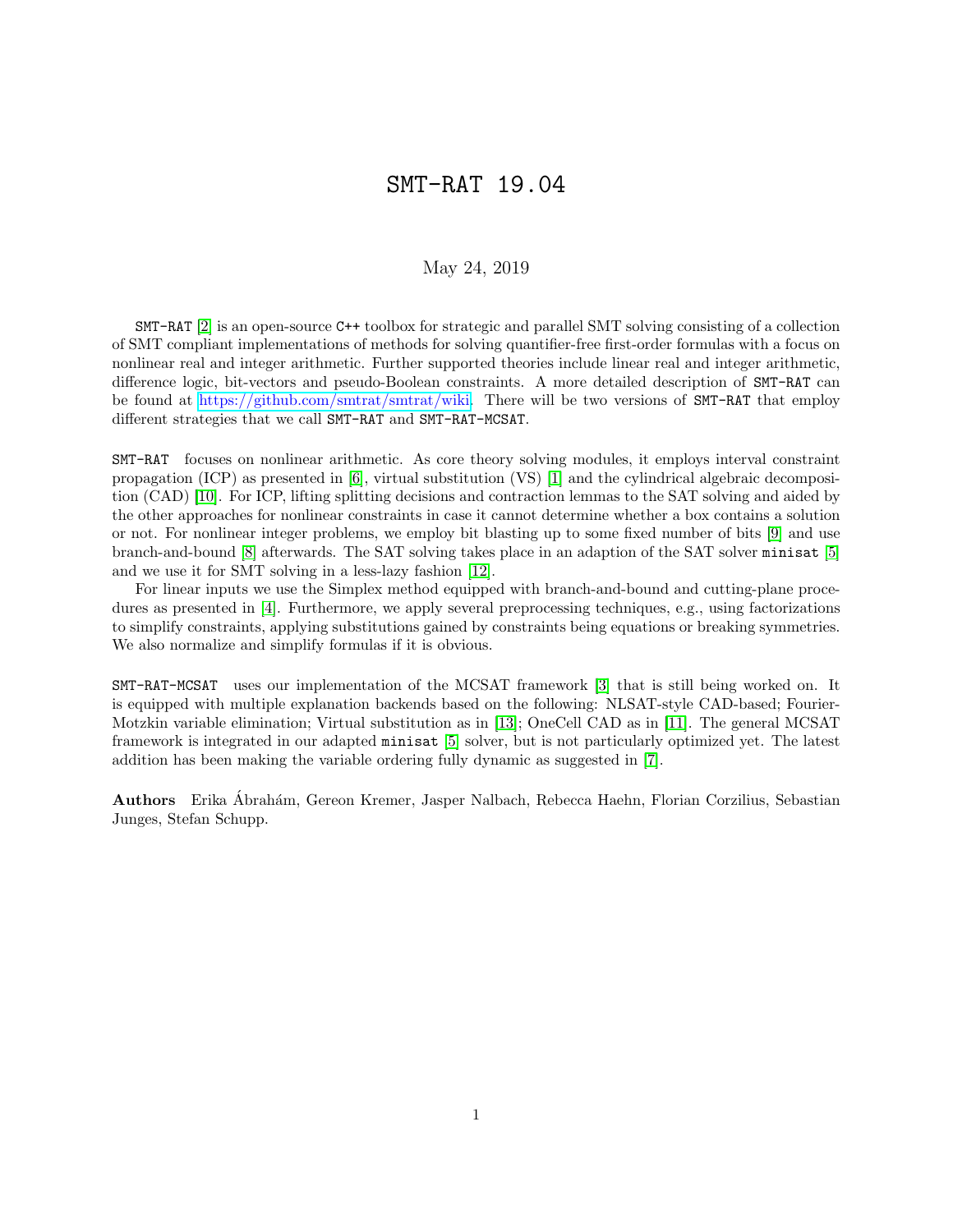# SMT-RAT 19.04

May 24, 2019

SMT-RAT [2] is an open-source C++ toolbox for strategic and parallel SMT solving consisting of a collection of SMT compliant implementations of methods for solving quantifier-free first-order formulas with a focus on nonlinear real and integer arithmetic. Further supported theories include linear real and integer arithmetic, difference logic, bit-vectors and pseudo-Boolean constraints. A more detailed description of SMT-RAT can be found at https://github.com/smtrat/smtrat/wiki. There will be two versions of SMT-RAT that employ different strategies that we call SMT-RAT and SMT-RAT-MCSAT.

SMT-RAT focuses on nonlinear arithmetic. As core theory solving modules, it employs interval constraint propagation (ICP) as presented in [6], virtual substitution (VS) [1] and the cylindrical algebraic decomposition (CAD) [10]. For ICP, lifting splitting decisions and contraction lemmas to the SAT solving and aided by the other approaches for nonlinear constraints in case it cannot determine whether a box contains a solution or not. For nonlinear integer problems, we employ bit blasting up to some fixed number of bits [9] and use branch-and-bound [8] afterwards. The SAT solving takes place in an adaption of the SAT solver `minisat` [5] and we use it for SMT solving in a less-lazy fashion [12].

For linear inputs we use the Simplex method equipped with branch-and-bound and cutting-plane procedures as presented in [4]. Furthermore, we apply several preprocessing techniques, e.g., using factorizations to simplify constraints, applying substitutions gained by constraints being equations or breaking symmetries. We also normalize and simplify formulas if it is obvious.

SMT-RAT-MCSAT uses our implementation of the MCSAT framework [3] that is still being worked on. It is equipped with multiple explanation backends based on the following: NLSAT-style CAD-based; Fourier-Motzkin variable elimination; Virtual substitution as in [13]; OneCell CAD as in [11]. The general MCSAT framework is integrated in our adapted `minisat` [5] solver, but is not particularly optimized yet. The latest addition has been making the variable ordering fully dynamic as suggested in [7].

**Authors** Erika Ábrahám, Gereon Kremer, Jasper Nalbach, Rebecca Haehn, Florian Corzilius, Sebastian Junges, Stefan Schupp.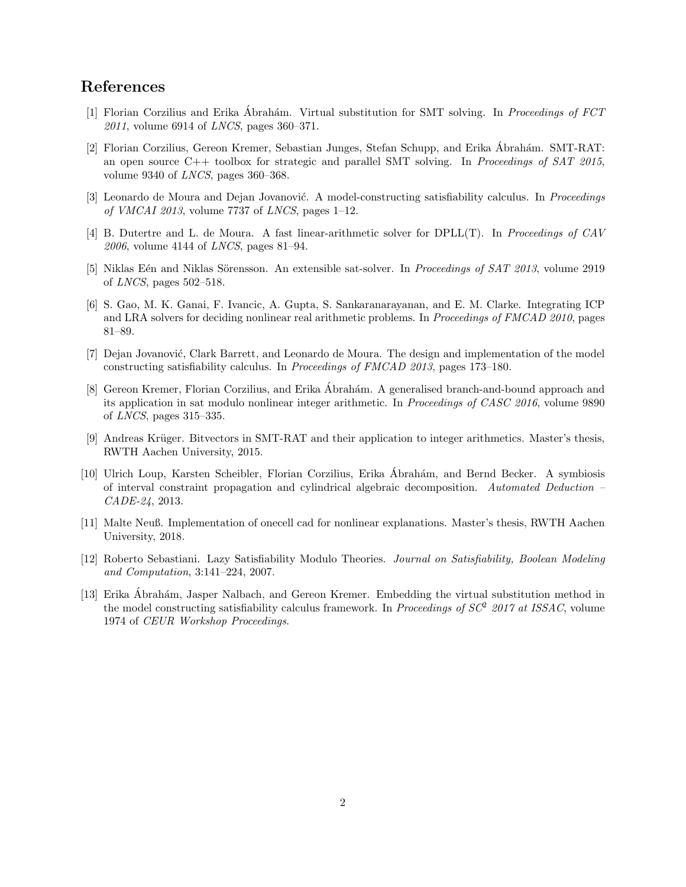## References

[1] Florian Corzilius and Erika Ábrahám. Virtual substitution for SMT solving. In *Proceedings of FCT 2011*, volume 6914 of *LNCS*, pages 360–371.

[2] Florian Corzilius, Gereon Kremer, Sebastian Junges, Stefan Schupp, and Erika Ábrahám. SMT-RAT: an open source C++ toolbox for strategic and parallel SMT solving. In *Proceedings of SAT 2015*, volume 9340 of *LNCS*, pages 360–368.

[3] Leonardo de Moura and Dejan Jovanović. A model-constructing satisfiability calculus. In *Proceedings of VMCAI 2013*, volume 7737 of *LNCS*, pages 1–12.

[4] B. Dutertre and L. de Moura. A fast linear-arithmetic solver for DPLL(T). In *Proceedings of CAV 2006*, volume 4144 of *LNCS*, pages 81–94.

[5] Niklas Eén and Niklas Sörensson. An extensible sat-solver. In *Proceedings of SAT 2013*, volume 2919 of *LNCS*, pages 502–518.

[6] S. Gao, M. K. Ganai, F. Ivancic, A. Gupta, S. Sankaranarayanan, and E. M. Clarke. Integrating ICP and LRA solvers for deciding nonlinear real arithmetic problems. In *Proceedings of FMCAD 2010*, pages 81–89.

[7] Dejan Jovanović, Clark Barrett, and Leonardo de Moura. The design and implementation of the model constructing satisfiability calculus. In *Proceedings of FMCAD 2013*, pages 173–180.

[8] Gereon Kremer, Florian Corzilius, and Erika Ábrahám. A generalised branch-and-bound approach and its application in sat modulo nonlinear integer arithmetic. In *Proceedings of CASC 2016*, volume 9890 of *LNCS*, pages 315–335.

[9] Andreas Krüger. Bitvectors in SMT-RAT and their application to integer arithmetics. Master's thesis, RWTH Aachen University, 2015.

[10] Ulrich Loup, Karsten Scheibler, Florian Corzilius, Erika Ábrahám, and Bernd Becker. A symbiosis of interval constraint propagation and cylindrical algebraic decomposition. *Automated Deduction – CADE-24*, 2013.

[11] Malte Neuß. Implementation of onecell cad for nonlinear explanations. Master's thesis, RWTH Aachen University, 2018.

[12] Roberto Sebastiani. Lazy Satisfiability Modulo Theories. *Journal on Satisfiability, Boolean Modeling and Computation*, 3:141–224, 2007.

[13] Erika Ábrahám, Jasper Nalbach, and Gereon Kremer. Embedding the virtual substitution method in the model constructing satisfiability calculus framework. In *Proceedings of SC$^2$ 2017 at ISSAC*, volume 1974 of *CEUR Workshop Proceedings*.